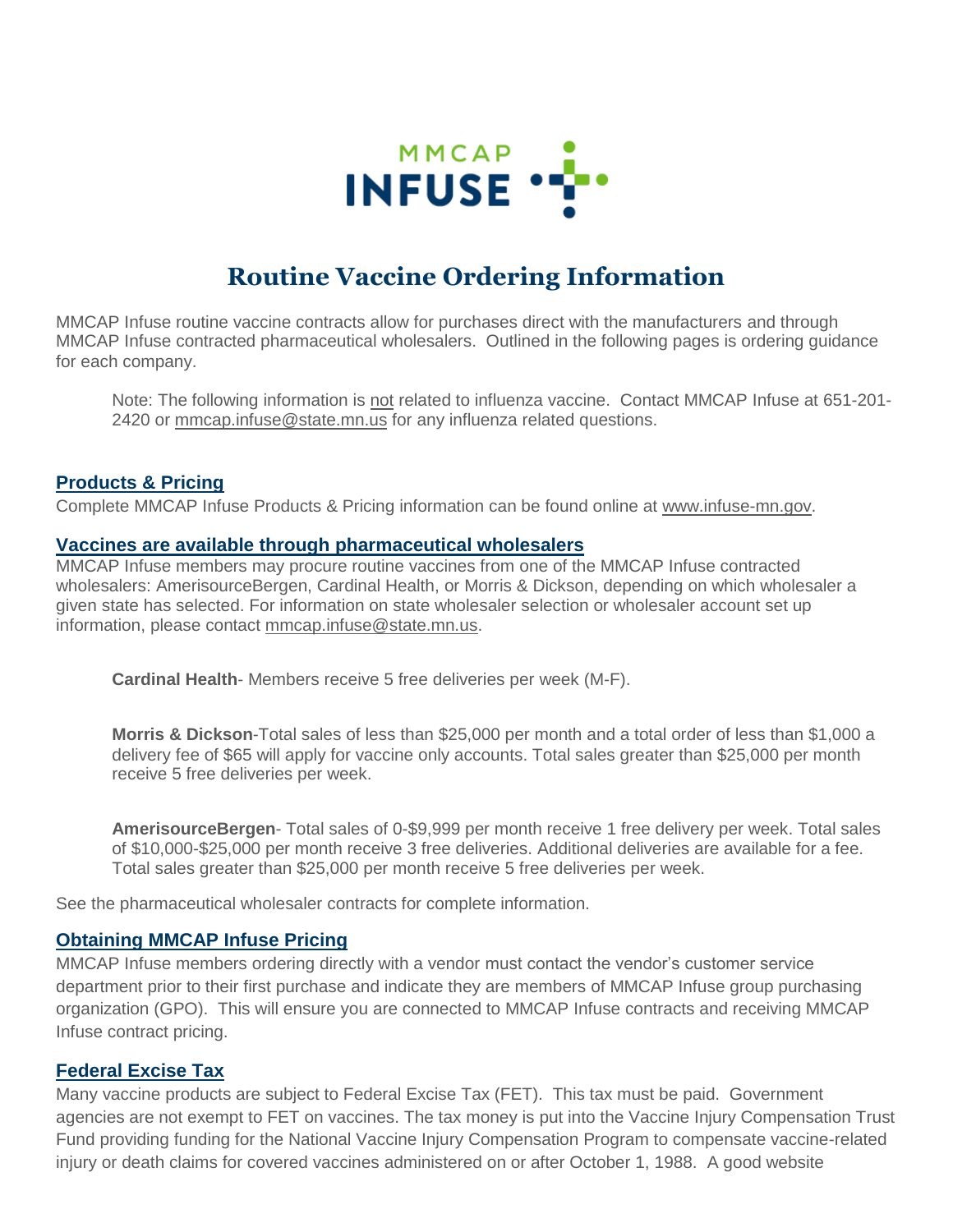MMCAP INFUSE

# Routine Vaccine Ordering Information

MMCAP Infuse routine vaccine contracts allow for purchases direct with the manufacturers and through MMCAP Infuse contracted pharmaceutical wholesalers. Outlined in the following pages is ordering guidance for each company.

> Note: The following information is not related to influenza vaccine. Contact MMCAP Infuse at 651-201-2420 or mmcap.infuse@state.mn.us for any influenza related questions.

## Products & Pricing

Complete MMCAP Infuse Products & Pricing information can be found online at www.infuse-mn.gov.

## Vaccines are available through pharmaceutical wholesalers

MMCAP Infuse members may procure routine vaccines from one of the MMCAP Infuse contracted wholesalers: AmerisourceBergen, Cardinal Health, or Morris & Dickson, depending on which wholesaler a given state has selected. For information on state wholesaler selection or wholesaler account set up information, please contact mmcap.infuse@state.mn.us.

**Cardinal Health**- Members receive 5 free deliveries per week (M-F).

**Morris & Dickson**-Total sales of less than $25,000 per month and a total order of less than $1,000 a delivery fee of $65 will apply for vaccine only accounts. Total sales greater than $25,000 per month receive 5 free deliveries per week.

**AmerisourceBergen**- Total sales of 0-$9,999 per month receive 1 free delivery per week. Total sales of $10,000-$25,000 per month receive 3 free deliveries. Additional deliveries are available for a fee. Total sales greater than $25,000 per month receive 5 free deliveries per week.

See the pharmaceutical wholesaler contracts for complete information.

## Obtaining MMCAP Infuse Pricing

MMCAP Infuse members ordering directly with a vendor must contact the vendor's customer service department prior to their first purchase and indicate they are members of MMCAP Infuse group purchasing organization (GPO). This will ensure you are connected to MMCAP Infuse contracts and receiving MMCAP Infuse contract pricing.

## Federal Excise Tax

Many vaccine products are subject to Federal Excise Tax (FET). This tax must be paid. Government agencies are not exempt to FET on vaccines. The tax money is put into the Vaccine Injury Compensation Trust Fund providing funding for the National Vaccine Injury Compensation Program to compensate vaccine-related injury or death claims for covered vaccines administered on or after October 1, 1988. A good website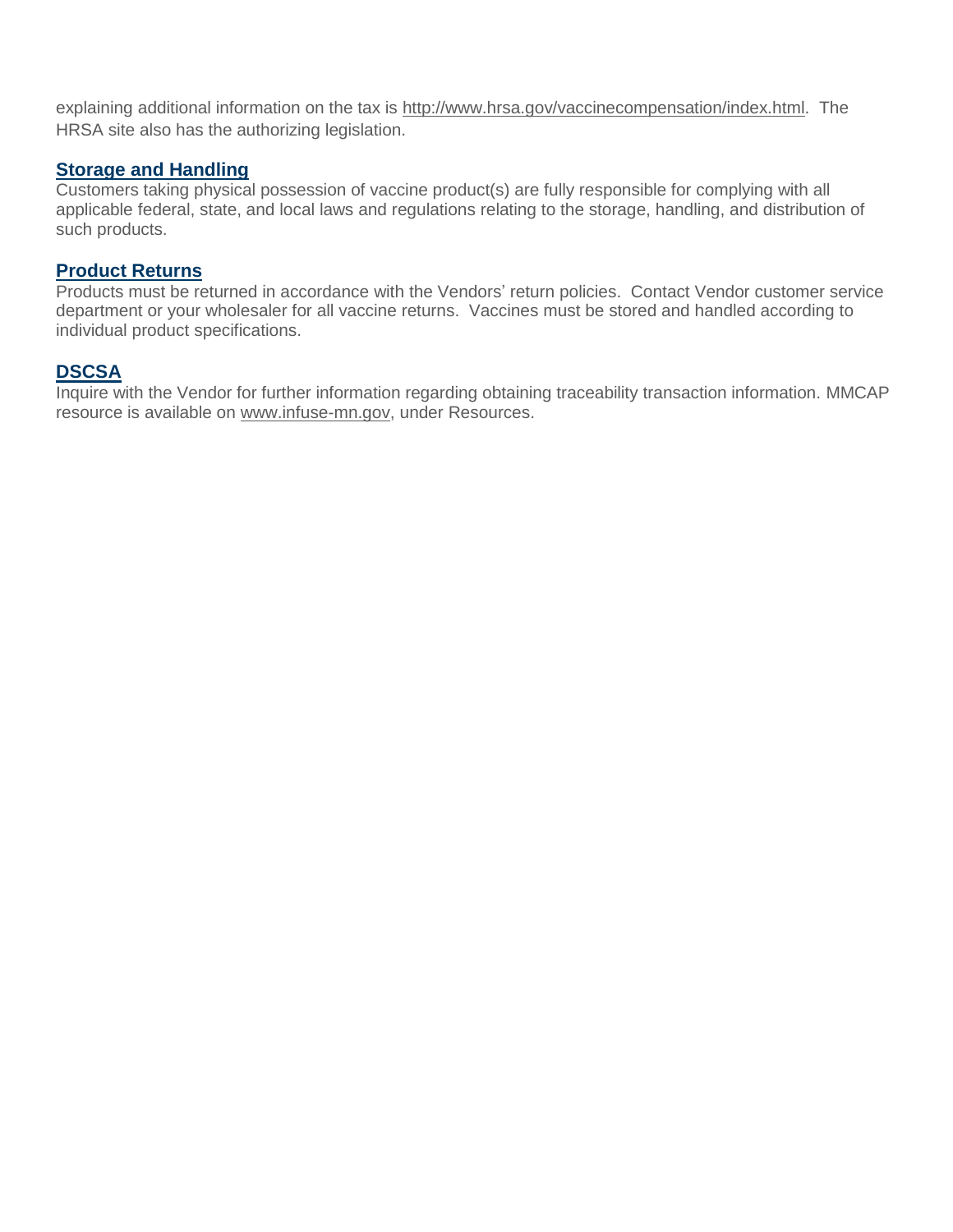explaining additional information on the tax is http://www.hrsa.gov/vaccinecompensation/index.html. The HRSA site also has the authorizing legislation.

## Storage and Handling

Customers taking physical possession of vaccine product(s) are fully responsible for complying with all applicable federal, state, and local laws and regulations relating to the storage, handling, and distribution of such products.

## Product Returns

Products must be returned in accordance with the Vendors' return policies. Contact Vendor customer service department or your wholesaler for all vaccine returns. Vaccines must be stored and handled according to individual product specifications.

## DSCSA

Inquire with the Vendor for further information regarding obtaining traceability transaction information. MMCAP resource is available on www.infuse-mn.gov, under Resources.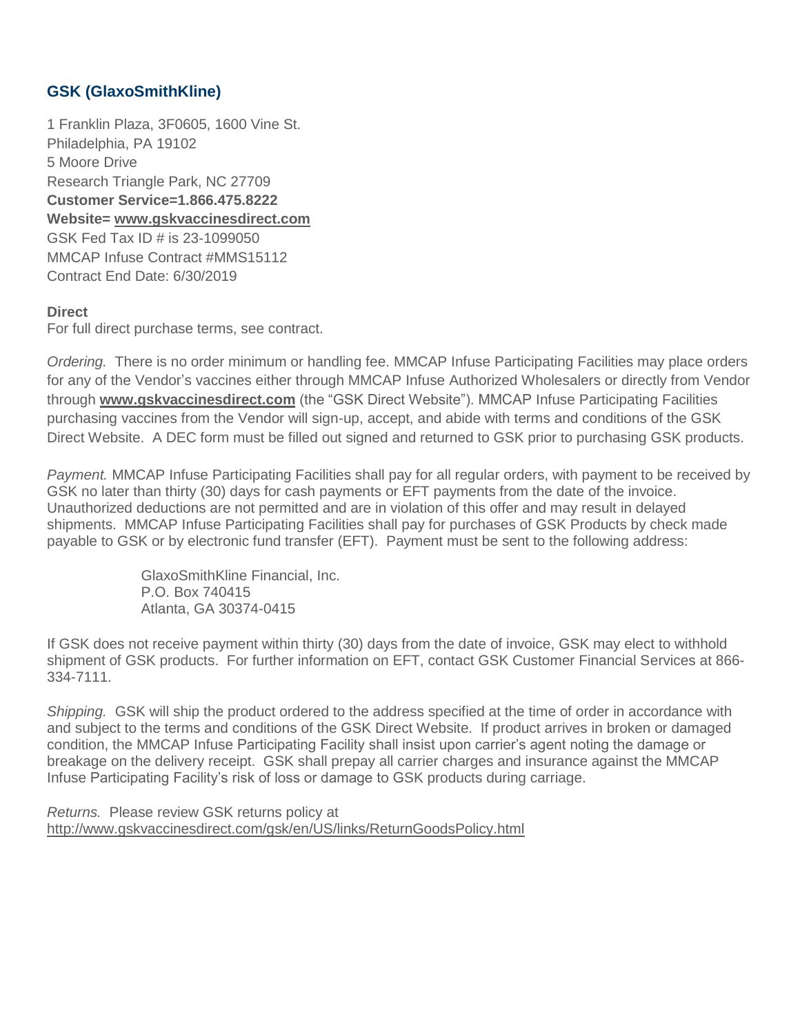## GSK (GlaxoSmithKline)

1 Franklin Plaza, 3F0605, 1600 Vine St.
Philadelphia, PA 19102
5 Moore Drive
Research Triangle Park, NC 27709
**Customer Service=1.866.475.8222**
**Website= www.gskvaccinesdirect.com**
GSK Fed Tax ID # is 23-1099050
MMCAP Infuse Contract #MMS15112
Contract End Date: 6/30/2019

**Direct**
For full direct purchase terms, see contract.

*Ordering.* There is no order minimum or handling fee. MMCAP Infuse Participating Facilities may place orders for any of the Vendor's vaccines either through MMCAP Infuse Authorized Wholesalers or directly from Vendor through **www.gskvaccinesdirect.com** (the "GSK Direct Website"). MMCAP Infuse Participating Facilities purchasing vaccines from the Vendor will sign-up, accept, and abide with terms and conditions of the GSK Direct Website. A DEC form must be filled out signed and returned to GSK prior to purchasing GSK products.

*Payment.* MMCAP Infuse Participating Facilities shall pay for all regular orders, with payment to be received by GSK no later than thirty (30) days for cash payments or EFT payments from the date of the invoice. Unauthorized deductions are not permitted and are in violation of this offer and may result in delayed shipments. MMCAP Infuse Participating Facilities shall pay for purchases of GSK Products by check made payable to GSK or by electronic fund transfer (EFT). Payment must be sent to the following address:

> GlaxoSmithKline Financial, Inc.
> P.O. Box 740415
> Atlanta, GA 30374-0415

If GSK does not receive payment within thirty (30) days from the date of invoice, GSK may elect to withhold shipment of GSK products. For further information on EFT, contact GSK Customer Financial Services at 866-334-7111.

*Shipping.* GSK will ship the product ordered to the address specified at the time of order in accordance with and subject to the terms and conditions of the GSK Direct Website. If product arrives in broken or damaged condition, the MMCAP Infuse Participating Facility shall insist upon carrier's agent noting the damage or breakage on the delivery receipt. GSK shall prepay all carrier charges and insurance against the MMCAP Infuse Participating Facility's risk of loss or damage to GSK products during carriage.

*Returns.* Please review GSK returns policy at
http://www.gskvaccinesdirect.com/gsk/en/US/links/ReturnGoodsPolicy.html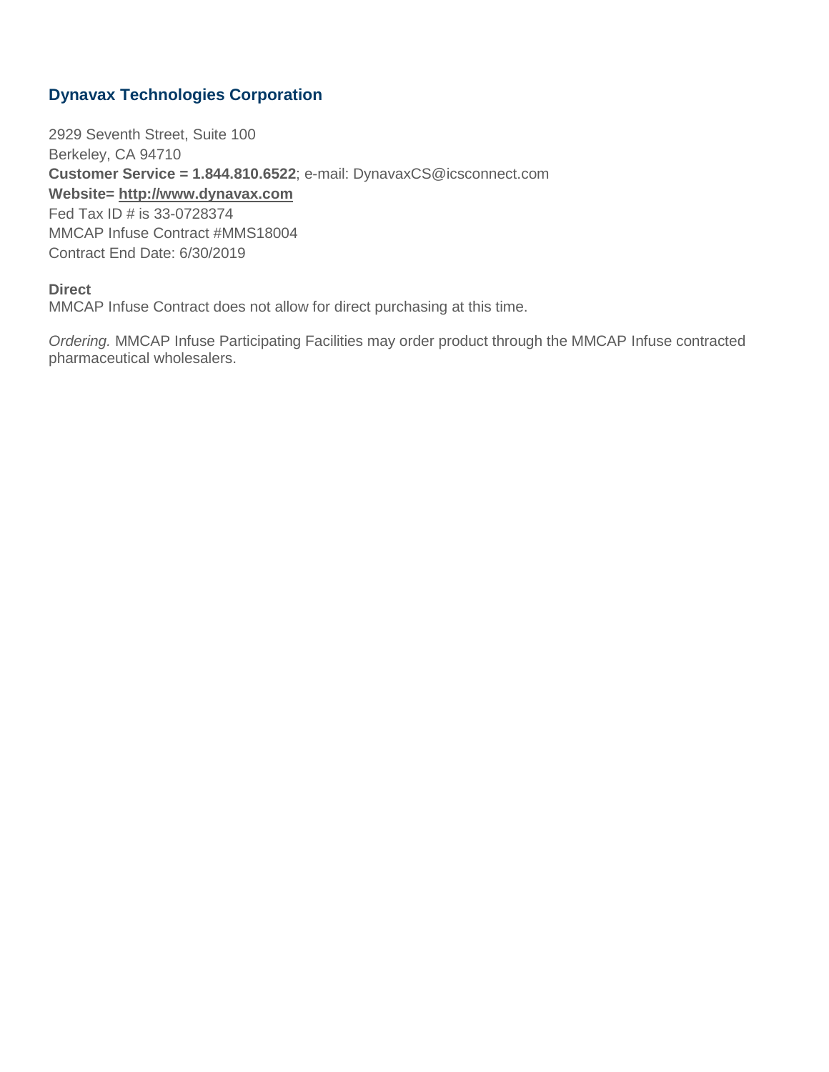## Dynavax Technologies Corporation

2929 Seventh Street, Suite 100
Berkeley, CA 94710
**Customer Service = 1.844.810.6522**; e-mail: DynavaxCS@icsconnect.com
**Website= http://www.dynavax.com**
Fed Tax ID # is 33-0728374
MMCAP Infuse Contract #MMS18004
Contract End Date: 6/30/2019

**Direct**
MMCAP Infuse Contract does not allow for direct purchasing at this time.

*Ordering.* MMCAP Infuse Participating Facilities may order product through the MMCAP Infuse contracted pharmaceutical wholesalers.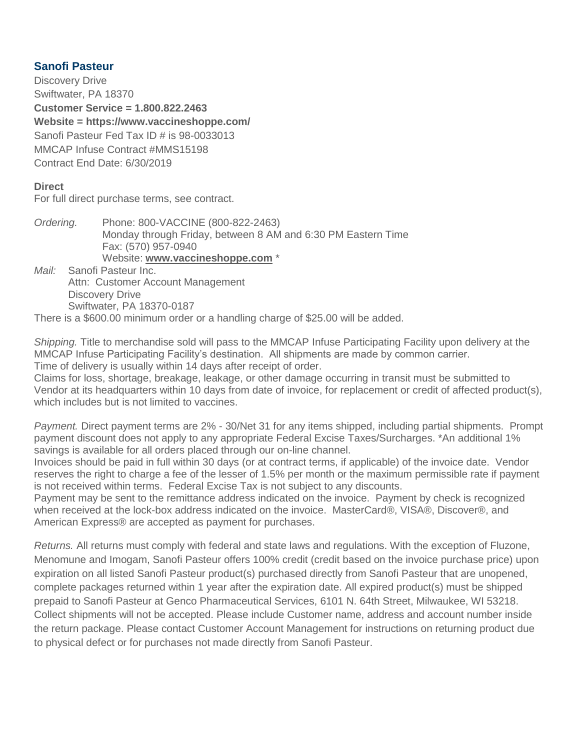## Sanofi Pasteur

Discovery Drive
Swiftwater, PA 18370
**Customer Service = 1.800.822.2463**
**Website = https://www.vaccineshoppe.com/**
Sanofi Pasteur Fed Tax ID # is 98-0033013
MMCAP Infuse Contract #MMS15198
Contract End Date: 6/30/2019

**Direct**
For full direct purchase terms, see contract.

*Ordering.* Phone: 800-VACCINE (800-822-2463)
Monday through Friday, between 8 AM and 6:30 PM Eastern Time
Fax: (570) 957-0940
Website: **www.vaccineshoppe.com** *

*Mail:* Sanofi Pasteur Inc.
Attn: Customer Account Management
Discovery Drive
Swiftwater, PA 18370-0187

There is a $600.00 minimum order or a handling charge of $25.00 will be added.

*Shipping.* Title to merchandise sold will pass to the MMCAP Infuse Participating Facility upon delivery at the MMCAP Infuse Participating Facility's destination. All shipments are made by common carrier.
Time of delivery is usually within 14 days after receipt of order.
Claims for loss, shortage, breakage, leakage, or other damage occurring in transit must be submitted to Vendor at its headquarters within 10 days from date of invoice, for replacement or credit of affected product(s), which includes but is not limited to vaccines.

*Payment.* Direct payment terms are 2% - 30/Net 31 for any items shipped, including partial shipments. Prompt payment discount does not apply to any appropriate Federal Excise Taxes/Surcharges. *An additional 1% savings is available for all orders placed through our on-line channel.
Invoices should be paid in full within 30 days (or at contract terms, if applicable) of the invoice date. Vendor reserves the right to charge a fee of the lesser of 1.5% per month or the maximum permissible rate if payment is not received within terms. Federal Excise Tax is not subject to any discounts.
Payment may be sent to the remittance address indicated on the invoice. Payment by check is recognized when received at the lock-box address indicated on the invoice. MasterCard®, VISA®, Discover®, and American Express® are accepted as payment for purchases.

*Returns.* All returns must comply with federal and state laws and regulations. With the exception of Fluzone, Menomune and Imogam, Sanofi Pasteur offers 100% credit (credit based on the invoice purchase price) upon expiration on all listed Sanofi Pasteur product(s) purchased directly from Sanofi Pasteur that are unopened, complete packages returned within 1 year after the expiration date. All expired product(s) must be shipped prepaid to Sanofi Pasteur at Genco Pharmaceutical Services, 6101 N. 64th Street, Milwaukee, WI 53218. Collect shipments will not be accepted. Please include Customer name, address and account number inside the return package. Please contact Customer Account Management for instructions on returning product due to physical defect or for purchases not made directly from Sanofi Pasteur.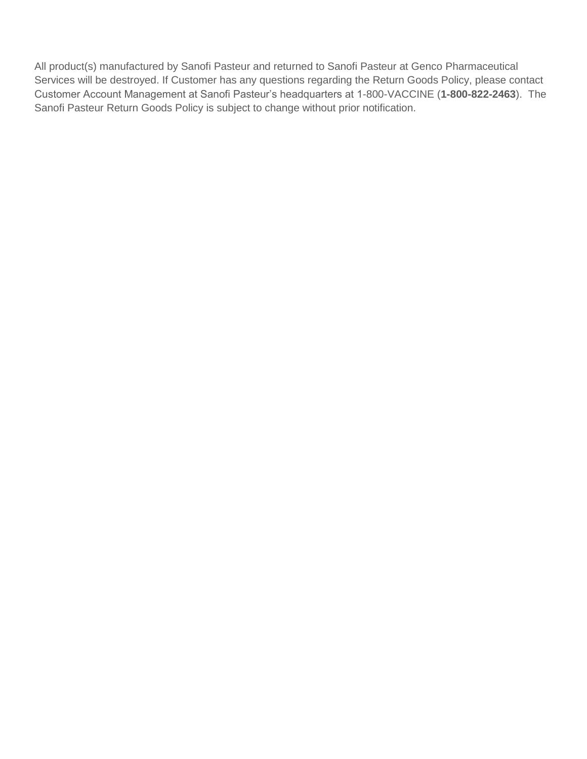All product(s) manufactured by Sanofi Pasteur and returned to Sanofi Pasteur at Genco Pharmaceutical Services will be destroyed. If Customer has any questions regarding the Return Goods Policy, please contact Customer Account Management at Sanofi Pasteur's headquarters at 1-800-VACCINE (**1-800-822-2463**). The Sanofi Pasteur Return Goods Policy is subject to change without prior notification.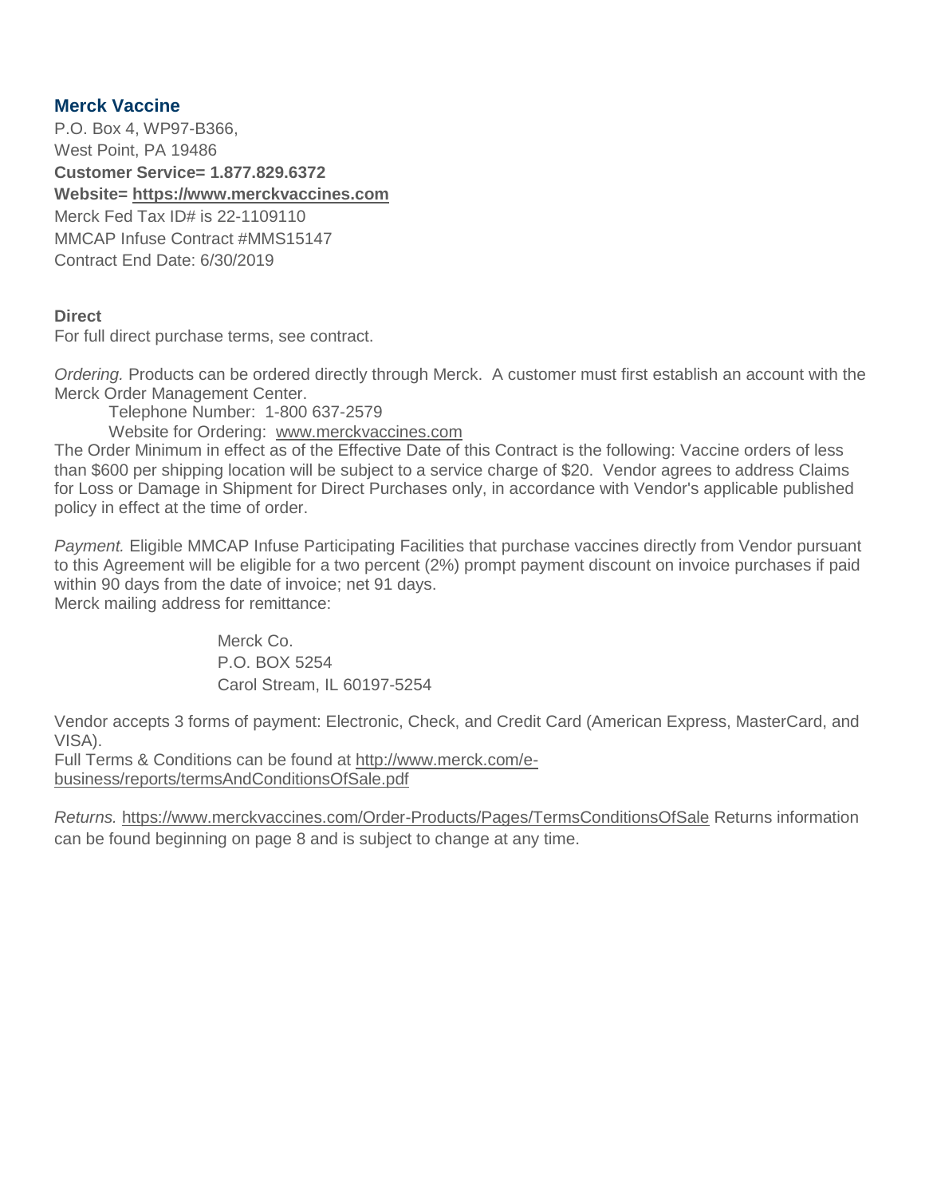## Merck Vaccine

P.O. Box 4, WP97-B366,
West Point, PA 19486
**Customer Service= 1.877.829.6372**
**Website= https://www.merckvaccines.com**
Merck Fed Tax ID# is 22-1109110
MMCAP Infuse Contract #MMS15147
Contract End Date: 6/30/2019

**Direct**
For full direct purchase terms, see contract.

*Ordering.* Products can be ordered directly through Merck. A customer must first establish an account with the Merck Order Management Center.

Telephone Number: 1-800 637-2579
Website for Ordering: www.merckvaccines.com

The Order Minimum in effect as of the Effective Date of this Contract is the following: Vaccine orders of less than $600 per shipping location will be subject to a service charge of $20. Vendor agrees to address Claims for Loss or Damage in Shipment for Direct Purchases only, in accordance with Vendor's applicable published policy in effect at the time of order.

*Payment.* Eligible MMCAP Infuse Participating Facilities that purchase vaccines directly from Vendor pursuant to this Agreement will be eligible for a two percent (2%) prompt payment discount on invoice purchases if paid within 90 days from the date of invoice; net 91 days.
Merck mailing address for remittance:

Merck Co.
P.O. BOX 5254
Carol Stream, IL 60197-5254

Vendor accepts 3 forms of payment: Electronic, Check, and Credit Card (American Express, MasterCard, and VISA).
Full Terms & Conditions can be found at http://www.merck.com/e-business/reports/termsAndConditionsOfSale.pdf

*Returns.* https://www.merckvaccines.com/Order-Products/Pages/TermsConditionsOfSale Returns information can be found beginning on page 8 and is subject to change at any time.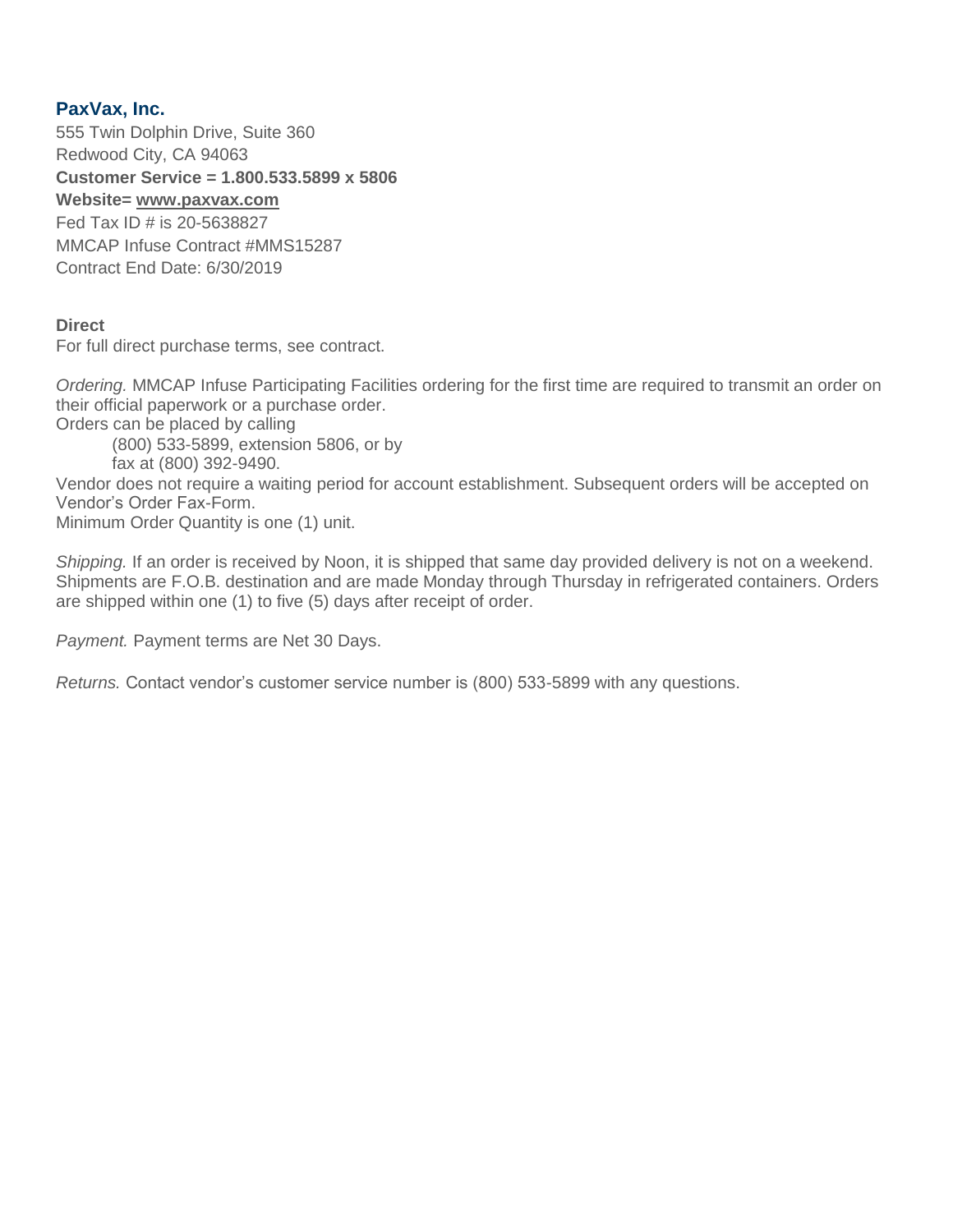## PaxVax, Inc.

555 Twin Dolphin Drive, Suite 360
Redwood City, CA 94063
**Customer Service = 1.800.533.5899 x 5806**
**Website= www.paxvax.com**
Fed Tax ID # is 20-5638827
MMCAP Infuse Contract #MMS15287
Contract End Date: 6/30/2019

**Direct**
For full direct purchase terms, see contract.

*Ordering.* MMCAP Infuse Participating Facilities ordering for the first time are required to transmit an order on their official paperwork or a purchase order.
Orders can be placed by calling
    (800) 533-5899, extension 5806, or by
    fax at (800) 392-9490.
Vendor does not require a waiting period for account establishment. Subsequent orders will be accepted on Vendor's Order Fax-Form.
Minimum Order Quantity is one (1) unit.

*Shipping.* If an order is received by Noon, it is shipped that same day provided delivery is not on a weekend. Shipments are F.O.B. destination and are made Monday through Thursday in refrigerated containers. Orders are shipped within one (1) to five (5) days after receipt of order.

*Payment.* Payment terms are Net 30 Days.

*Returns.* Contact vendor's customer service number is (800) 533-5899 with any questions.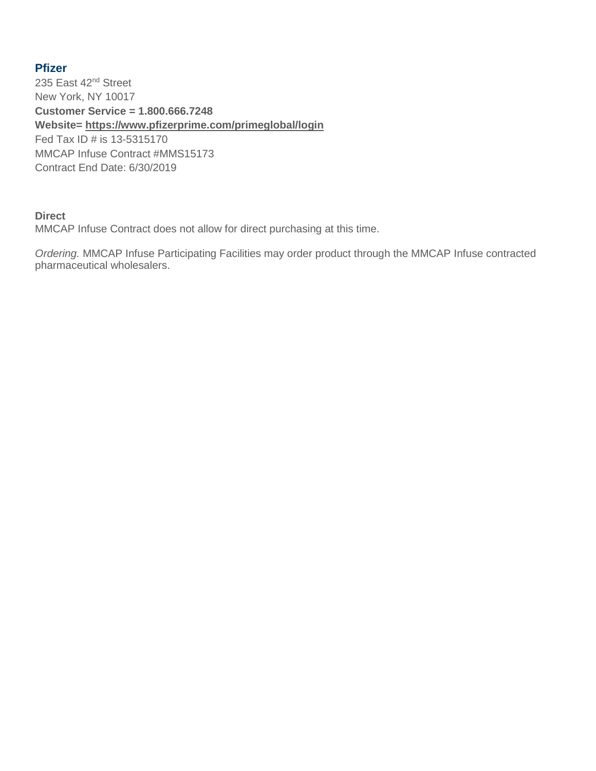## Pfizer

235 East 42nd Street
New York, NY 10017
**Customer Service = 1.800.666.7248**
**Website= https://www.pfizerprime.com/primeglobal/login**
Fed Tax ID # is 13-5315170
MMCAP Infuse Contract #MMS15173
Contract End Date: 6/30/2019

**Direct**
MMCAP Infuse Contract does not allow for direct purchasing at this time.

*Ordering.* MMCAP Infuse Participating Facilities may order product through the MMCAP Infuse contracted pharmaceutical wholesalers.